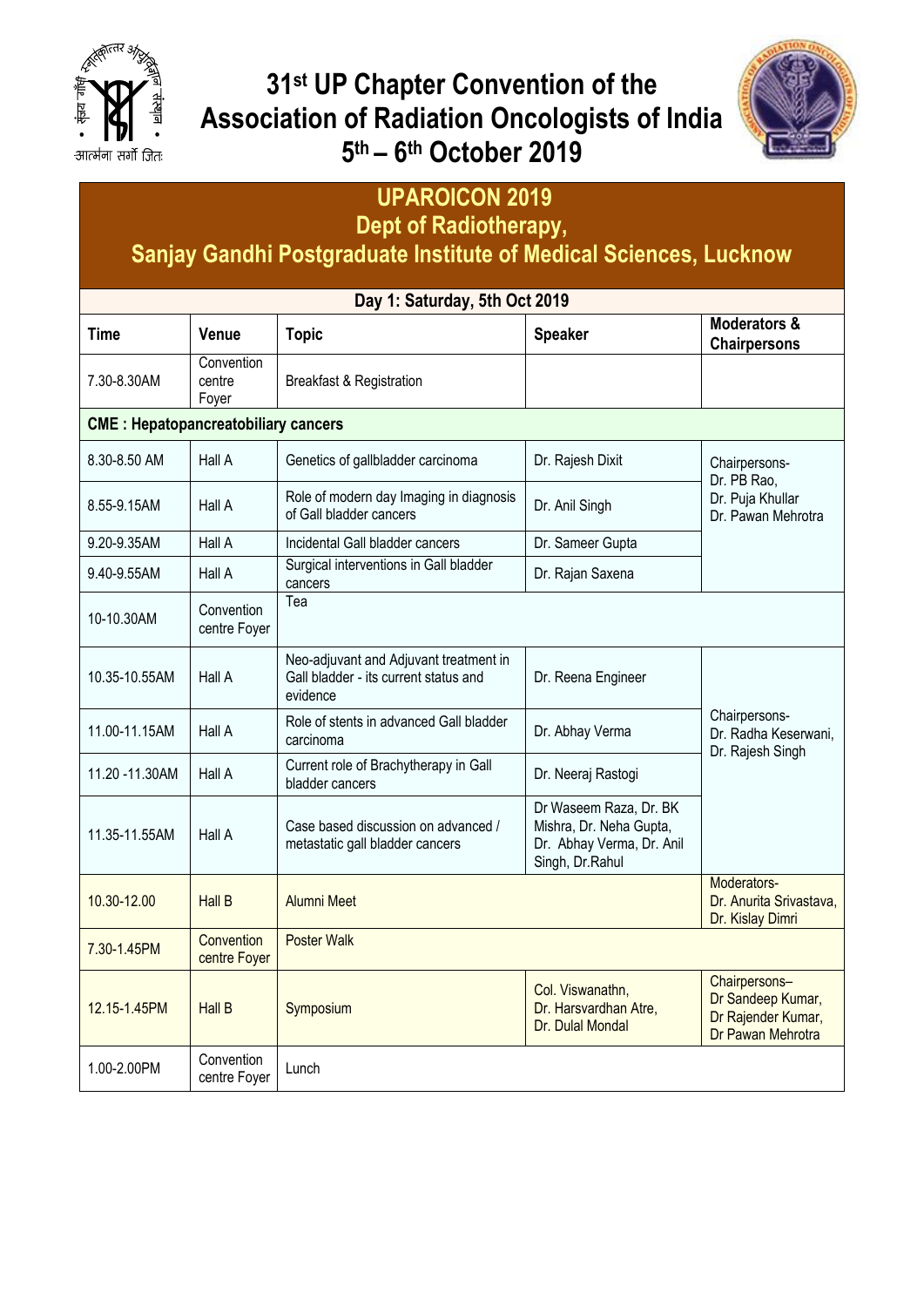# 31st UP Chapter Convention of the Association of Radiation Oncologists of India
## 5th – 6th October 2019

## UPAROICON 2019
## Dept of Radiotherapy,
## Sanjay Gandhi Postgraduate Institute of Medical Sciences, Lucknow

**Day 1: Saturday, 5th Oct 2019**

| Time | Venue | Topic | Speaker | Moderators & Chairpersons |
|---|---|---|---|---|
| 7.30-8.30AM | Convention centre Foyer | Breakfast & Registration | | |
| **CME : Hepatopancreatobiliary cancers** | | | | |
| 8.30-8.50 AM | Hall A | Genetics of gallbladder carcinoma | Dr. Rajesh Dixit | Chairpersons- Dr. PB Rao, Dr. Puja Khullar Dr. Pawan Mehrotra |
| 8.55-9.15AM | Hall A | Role of modern day Imaging in diagnosis of Gall bladder cancers | Dr. Anil Singh | |
| 9.20-9.35AM | Hall A | Incidental Gall bladder cancers | Dr. Sameer Gupta | |
| 9.40-9.55AM | Hall A | Surgical interventions in Gall bladder cancers | Dr. Rajan Saxena | |
| 10-10.30AM | Convention centre Foyer | Tea | | |
| 10.35-10.55AM | Hall A | Neo-adjuvant and Adjuvant treatment in Gall bladder - its current status and evidence | Dr. Reena Engineer | Chairpersons- Dr. Radha Keserwani, Dr. Rajesh Singh |
| 11.00-11.15AM | Hall A | Role of stents in advanced Gall bladder carcinoma | Dr. Abhay Verma | |
| 11.20 -11.30AM | Hall A | Current role of Brachytherapy in Gall bladder cancers | Dr. Neeraj Rastogi | |
| 11.35-11.55AM | Hall A | Case based discussion on advanced / metastatic gall bladder cancers | Dr Waseem Raza, Dr. BK Mishra, Dr. Neha Gupta, Dr. Abhay Verma, Dr. Anil Singh, Dr.Rahul | |
| 10.30-12.00 | Hall B | Alumni Meet | | Moderators- Dr. Anurita Srivastava, Dr. Kislay Dimri |
| 7.30-1.45PM | Convention centre Foyer | Poster Walk | | |
| 12.15-1.45PM | Hall B | Symposium | Col. Viswanathn, Dr. Harsvardhan Atre, Dr. Dulal Mondal | Chairpersons– Dr Sandeep Kumar, Dr Rajender Kumar, Dr Pawan Mehrotra |
| 1.00-2.00PM | Convention centre Foyer | Lunch | | |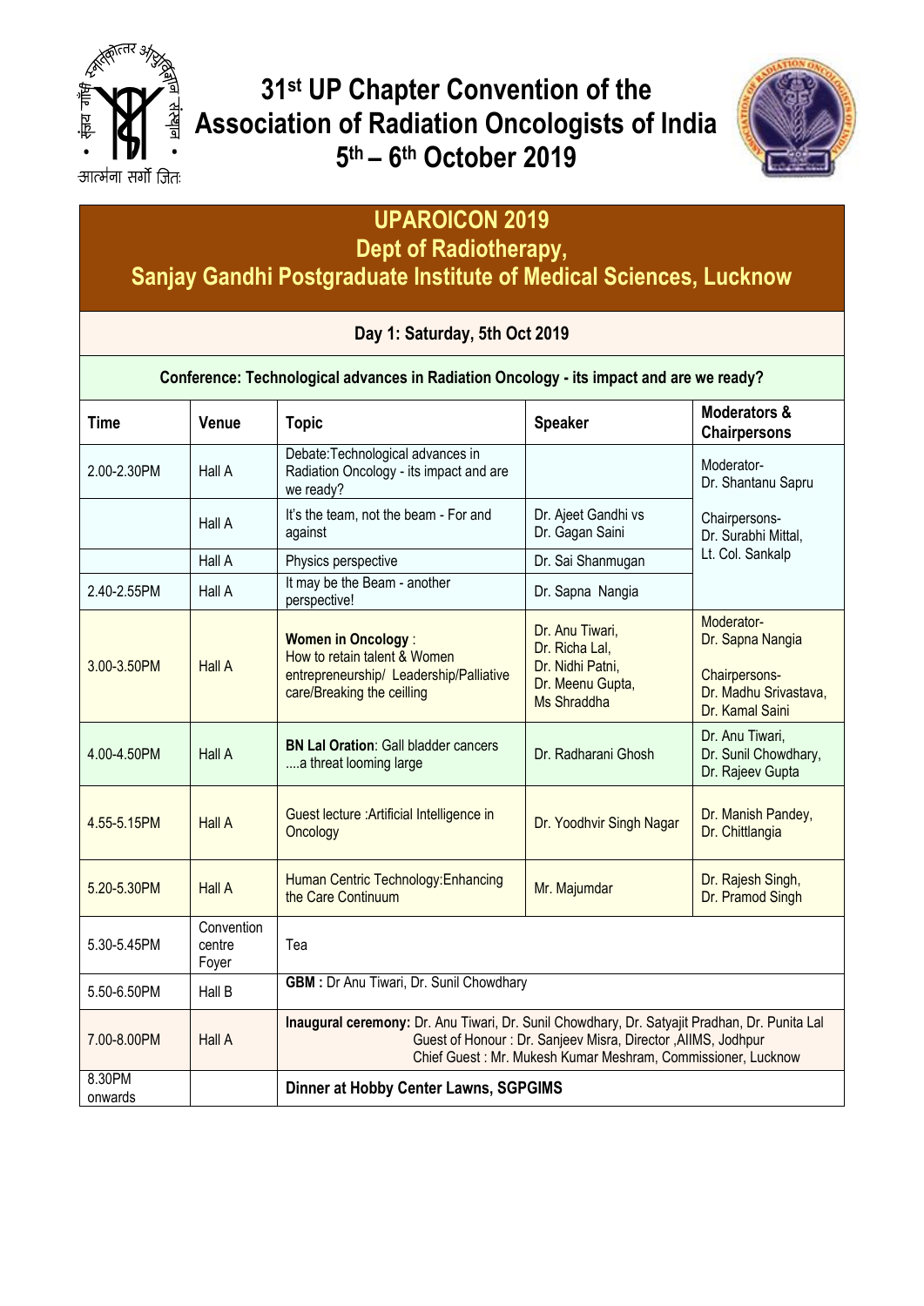# 31st UP Chapter Convention of the Association of Radiation Oncologists of India 5th – 6th October 2019

## UPAROICON 2019
## Dept of Radiotherapy, Sanjay Gandhi Postgraduate Institute of Medical Sciences, Lucknow

### Day 1: Saturday, 5th Oct 2019

**Conference: Technological advances in Radiation Oncology - its impact and are we ready?**

| Time | Venue | Topic | Speaker | Moderators & Chairpersons |
|---|---|---|---|---|
| 2.00-2.30PM | Hall A | Debate:Technological advances in Radiation Oncology - its impact and are we ready? | | Moderator- Dr. Shantanu Sapru<br><br>Chairpersons- Dr. Surabhi Mittal, Lt. Col. Sankalp |
| | Hall A | It's the team, not the beam - For and against | Dr. Ajeet Gandhi vs Dr. Gagan Saini | |
| | Hall A | Physics perspective | Dr. Sai Shanmugan | |
| 2.40-2.55PM | Hall A | It may be the Beam - another perspective! | Dr. Sapna Nangia | |
| 3.00-3.50PM | Hall A | **Women in Oncology** : How to retain talent & Women entrepreneurship/ Leadership/Palliative care/Breaking the ceilling | Dr. Anu Tiwari, Dr. Richa Lal, Dr. Nidhi Patni, Dr. Meenu Gupta, Ms Shraddha | Moderator- Dr. Sapna Nangia<br><br>Chairpersons- Dr. Madhu Srivastava, Dr. Kamal Saini |
| 4.00-4.50PM | Hall A | **BN Lal Oration**: Gall bladder cancers ....a threat looming large | Dr. Radharani Ghosh | Dr. Anu Tiwari, Dr. Sunil Chowdhary, Dr. Rajeev Gupta |
| 4.55-5.15PM | Hall A | Guest lecture :Artificial Intelligence in Oncology | Dr. Yoodhvir Singh Nagar | Dr. Manish Pandey, Dr. Chittlangia |
| 5.20-5.30PM | Hall A | Human Centric Technology:Enhancing the Care Continuum | Mr. Majumdar | Dr. Rajesh Singh, Dr. Pramod Singh |
| 5.30-5.45PM | Convention centre Foyer | Tea | | |
| 5.50-6.50PM | Hall B | **GBM :** Dr Anu Tiwari, Dr. Sunil Chowdhary | | |
| 7.00-8.00PM | Hall A | **Inaugural ceremony:** Dr. Anu Tiwari, Dr. Sunil Chowdhary, Dr. Satyajit Pradhan, Dr. Punita Lal<br>Guest of Honour : Dr. Sanjeev Misra, Director ,AIIMS, Jodhpur<br>Chief Guest : Mr. Mukesh Kumar Meshram, Commissioner, Lucknow | | |
| 8.30PM onwards | | **Dinner at Hobby Center Lawns, SGPGIMS** | | |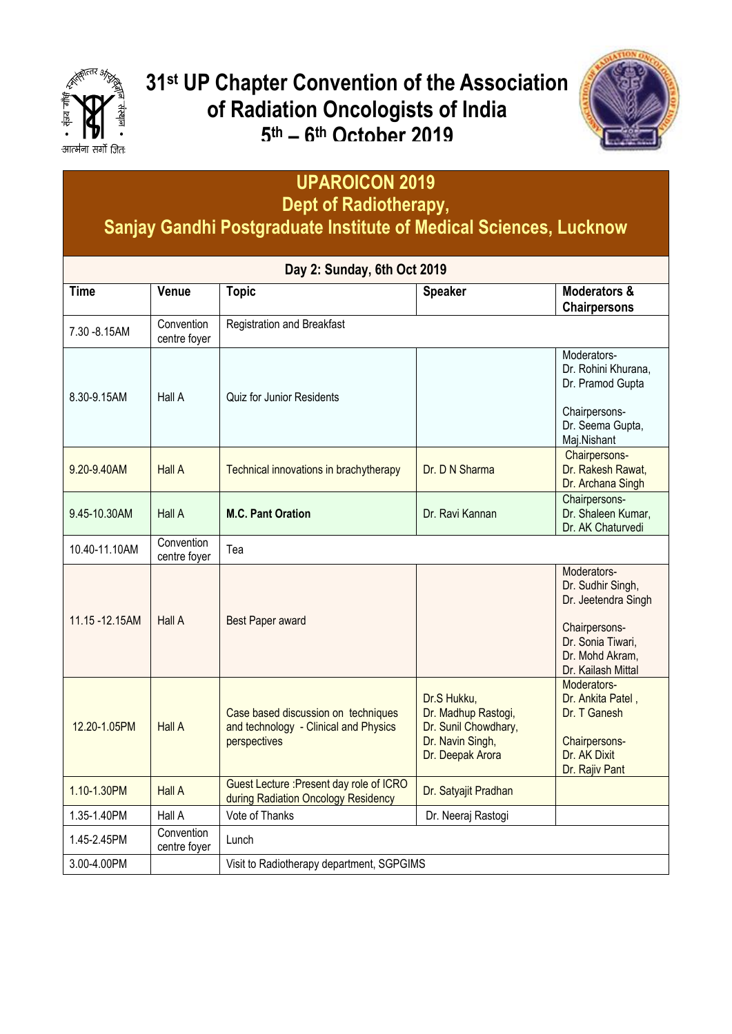# 31st UP Chapter Convention of the Association of Radiation Oncologists of India
## 5th – 6th October 2019

## UPAROICON 2019
## Dept of Radiotherapy,
## Sanjay Gandhi Postgraduate Institute of Medical Sciences, Lucknow

**Day 2: Sunday, 6th Oct 2019**

| Time | Venue | Topic | Speaker | Moderators & Chairpersons |
|---|---|---|---|---|
| 7.30 -8.15AM | Convention centre foyer | Registration and Breakfast | | |
| 8.30-9.15AM | Hall A | Quiz for Junior Residents | | Moderators- Dr. Rohini Khurana, Dr. Pramod Gupta<br><br>Chairpersons- Dr. Seema Gupta, Maj.Nishant |
| 9.20-9.40AM | Hall A | Technical innovations in brachytherapy | Dr. D N Sharma | Chairpersons- Dr. Rakesh Rawat, Dr. Archana Singh |
| 9.45-10.30AM | Hall A | **M.C. Pant Oration** | Dr. Ravi Kannan | Chairpersons- Dr. Shaleen Kumar, Dr. AK Chaturvedi |
| 10.40-11.10AM | Convention centre foyer | Tea | | |
| 11.15 -12.15AM | Hall A | Best Paper award | | Moderators- Dr. Sudhir Singh, Dr. Jeetendra Singh<br><br>Chairpersons- Dr. Sonia Tiwari, Dr. Mohd Akram, Dr. Kailash Mittal |
| 12.20-1.05PM | Hall A | Case based discussion on techniques and technology - Clinical and Physics perspectives | Dr.S Hukku, Dr. Madhup Rastogi, Dr. Sunil Chowdhary, Dr. Navin Singh, Dr. Deepak Arora | Moderators- Dr. Ankita Patel , Dr. T Ganesh<br><br>Chairpersons- Dr. AK Dixit Dr. Rajiv Pant |
| 1.10-1.30PM | Hall A | Guest Lecture :Present day role of ICRO during Radiation Oncology Residency | Dr. Satyajit Pradhan | |
| 1.35-1.40PM | Hall A | Vote of Thanks | Dr. Neeraj Rastogi | |
| 1.45-2.45PM | Convention centre foyer | Lunch | | |
| 3.00-4.00PM | | Visit to Radiotherapy department, SGPGIMS | | |